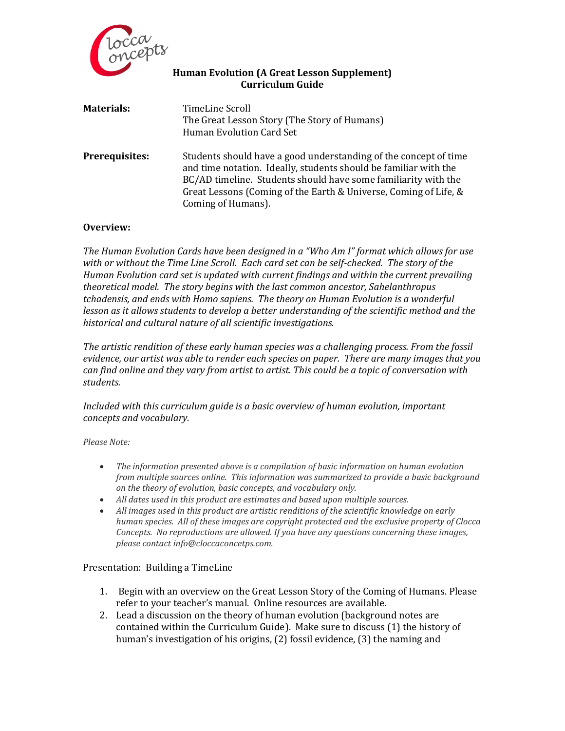# Human Evolution (A Great Lesson Supplement)
## Curriculum Guide

**Materials:** TimeLine Scroll
The Great Lesson Story (The Story of Humans)
Human Evolution Card Set

**Prerequisites:** Students should have a good understanding of the concept of time and time notation. Ideally, students should be familiar with the BC/AD timeline. Students should have some familiarity with the Great Lessons (Coming of the Earth & Universe, Coming of Life, & Coming of Humans).

**Overview:**

*The Human Evolution Cards have been designed in a "Who Am I" format which allows for use with or without the Time Line Scroll. Each card set can be self-checked. The story of the Human Evolution card set is updated with current findings and within the current prevailing theoretical model. The story begins with the last common ancestor, Sahelanthropus tchadensis, and ends with Homo sapiens. The theory on Human Evolution is a wonderful lesson as it allows students to develop a better understanding of the scientific method and the historical and cultural nature of all scientific investigations.*

*The artistic rendition of these early human species was a challenging process. From the fossil evidence, our artist was able to render each species on paper. There are many images that you can find online and they vary from artist to artist. This could be a topic of conversation with students.*

*Included with this curriculum guide is a basic overview of human evolution, important concepts and vocabulary.*

*Please Note:*

- *The information presented above is a compilation of basic information on human evolution from multiple sources online. This information was summarized to provide a basic background on the theory of evolution, basic concepts, and vocabulary only.*
- *All dates used in this product are estimates and based upon multiple sources.*
- *All images used in this product are artistic renditions of the scientific knowledge on early human species. All of these images are copyright protected and the exclusive property of Clocca Concepts. No reproductions are allowed. If you have any questions concerning these images, please contact info@cloccaconcetps.com.*

Presentation: Building a TimeLine

1. Begin with an overview on the Great Lesson Story of the Coming of Humans. Please refer to your teacher's manual. Online resources are available.
2. Lead a discussion on the theory of human evolution (background notes are contained within the Curriculum Guide). Make sure to discuss (1) the history of human's investigation of his origins, (2) fossil evidence, (3) the naming and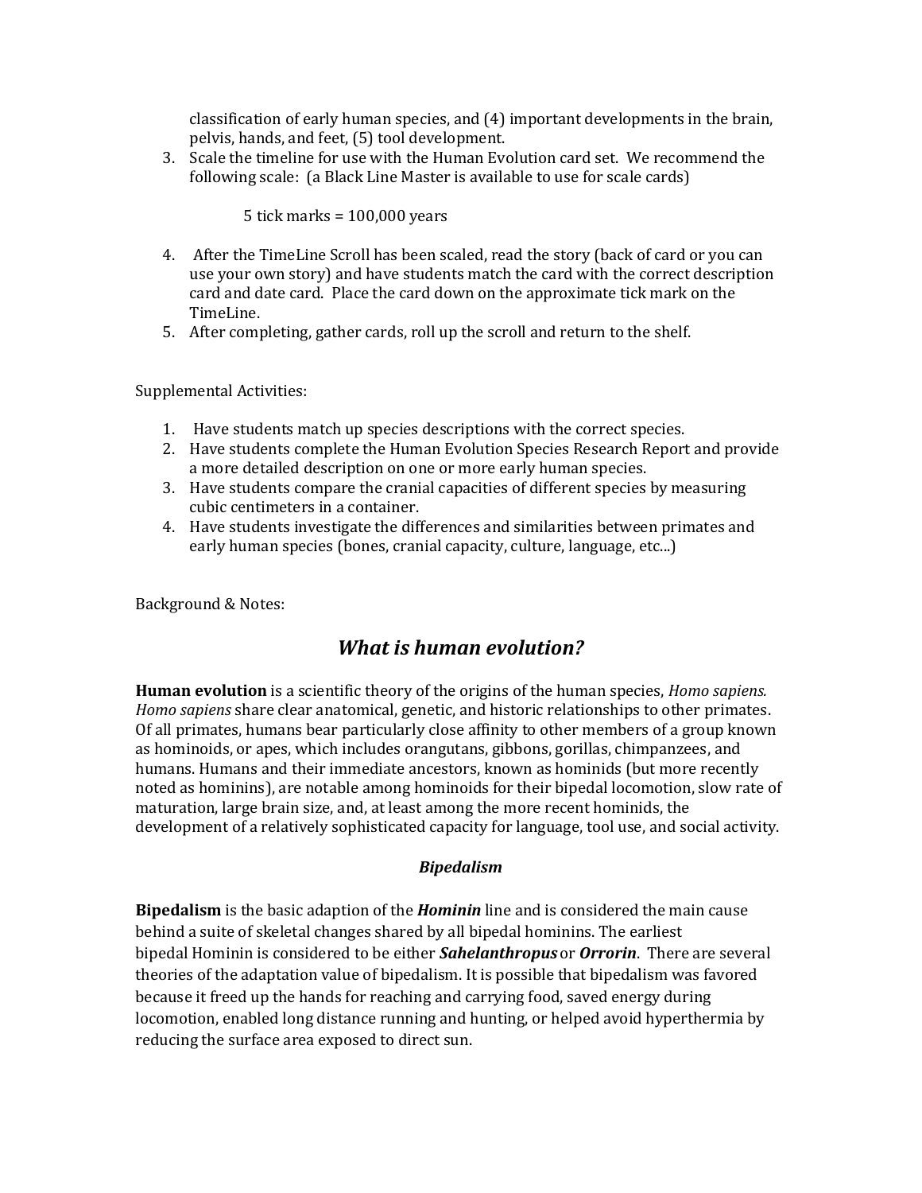classification of early human species, and (4) important developments in the brain, pelvis, hands, and feet, (5) tool development.

3. Scale the timeline for use with the Human Evolution card set. We recommend the following scale: (a Black Line Master is available to use for scale cards)

   5 tick marks = 100,000 years

4. After the TimeLine Scroll has been scaled, read the story (back of card or you can use your own story) and have students match the card with the correct description card and date card. Place the card down on the approximate tick mark on the TimeLine.
5. After completing, gather cards, roll up the scroll and return to the shelf.

Supplemental Activities:

1. Have students match up species descriptions with the correct species.
2. Have students complete the Human Evolution Species Research Report and provide a more detailed description on one or more early human species.
3. Have students compare the cranial capacities of different species by measuring cubic centimeters in a container.
4. Have students investigate the differences and similarities between primates and early human species (bones, cranial capacity, culture, language, etc...)

Background & Notes:

## *What is human evolution?*

**Human evolution** is a scientific theory of the origins of the human species, *Homo sapiens. Homo sapiens* share clear anatomical, genetic, and historic relationships to other primates. Of all primates, humans bear particularly close affinity to other members of a group known as hominoids, or apes, which includes orangutans, gibbons, gorillas, chimpanzees, and humans. Humans and their immediate ancestors, known as hominids (but more recently noted as hominins), are notable among hominoids for their bipedal locomotion, slow rate of maturation, large brain size, and, at least among the more recent hominids, the development of a relatively sophisticated capacity for language, tool use, and social activity.

### *Bipedalism*

**Bipedalism** is the basic adaption of the ***Hominin*** line and is considered the main cause behind a suite of skeletal changes shared by all bipedal hominins. The earliest bipedal Hominin is considered to be either ***Sahelanthropus*** or ***Orrorin***. There are several theories of the adaptation value of bipedalism. It is possible that bipedalism was favored because it freed up the hands for reaching and carrying food, saved energy during locomotion, enabled long distance running and hunting, or helped avoid hyperthermia by reducing the surface area exposed to direct sun.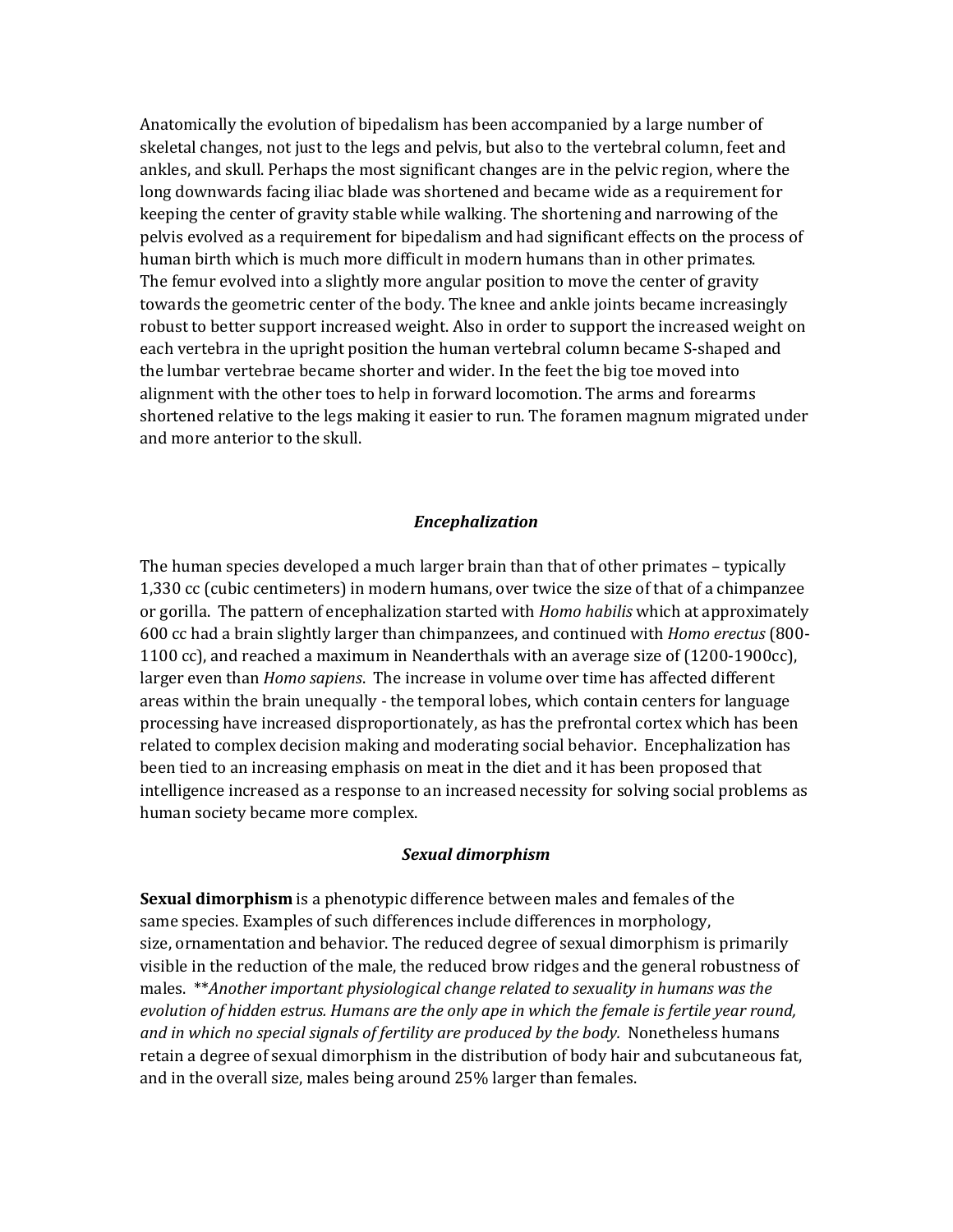Anatomically the evolution of bipedalism has been accompanied by a large number of skeletal changes, not just to the legs and pelvis, but also to the vertebral column, feet and ankles, and skull. Perhaps the most significant changes are in the pelvic region, where the long downwards facing iliac blade was shortened and became wide as a requirement for keeping the center of gravity stable while walking. The shortening and narrowing of the pelvis evolved as a requirement for bipedalism and had significant effects on the process of human birth which is much more difficult in modern humans than in other primates. The femur evolved into a slightly more angular position to move the center of gravity towards the geometric center of the body. The knee and ankle joints became increasingly robust to better support increased weight. Also in order to support the increased weight on each vertebra in the upright position the human vertebral column became S-shaped and the lumbar vertebrae became shorter and wider. In the feet the big toe moved into alignment with the other toes to help in forward locomotion. The arms and forearms shortened relative to the legs making it easier to run. The foramen magnum migrated under and more anterior to the skull.

### *Encephalization*

The human species developed a much larger brain than that of other primates – typically 1,330 cc (cubic centimeters) in modern humans, over twice the size of that of a chimpanzee or gorilla. The pattern of encephalization started with *Homo habilis* which at approximately 600 cc had a brain slightly larger than chimpanzees, and continued with *Homo erectus* (800-1100 cc), and reached a maximum in Neanderthals with an average size of (1200-1900cc), larger even than *Homo sapiens*. The increase in volume over time has affected different areas within the brain unequally - the temporal lobes, which contain centers for language processing have increased disproportionately, as has the prefrontal cortex which has been related to complex decision making and moderating social behavior. Encephalization has been tied to an increasing emphasis on meat in the diet and it has been proposed that intelligence increased as a response to an increased necessity for solving social problems as human society became more complex.

### *Sexual dimorphism*

**Sexual dimorphism** is a phenotypic difference between males and females of the same species. Examples of such differences include differences in morphology, size, ornamentation and behavior. The reduced degree of sexual dimorphism is primarily visible in the reduction of the male, the reduced brow ridges and the general robustness of males. ***Another important physiological change related to sexuality in humans was the evolution of hidden estrus. Humans are the only ape in which the female is fertile year round, and in which no special signals of fertility are produced by the body.* Nonetheless humans retain a degree of sexual dimorphism in the distribution of body hair and subcutaneous fat, and in the overall size, males being around 25% larger than females.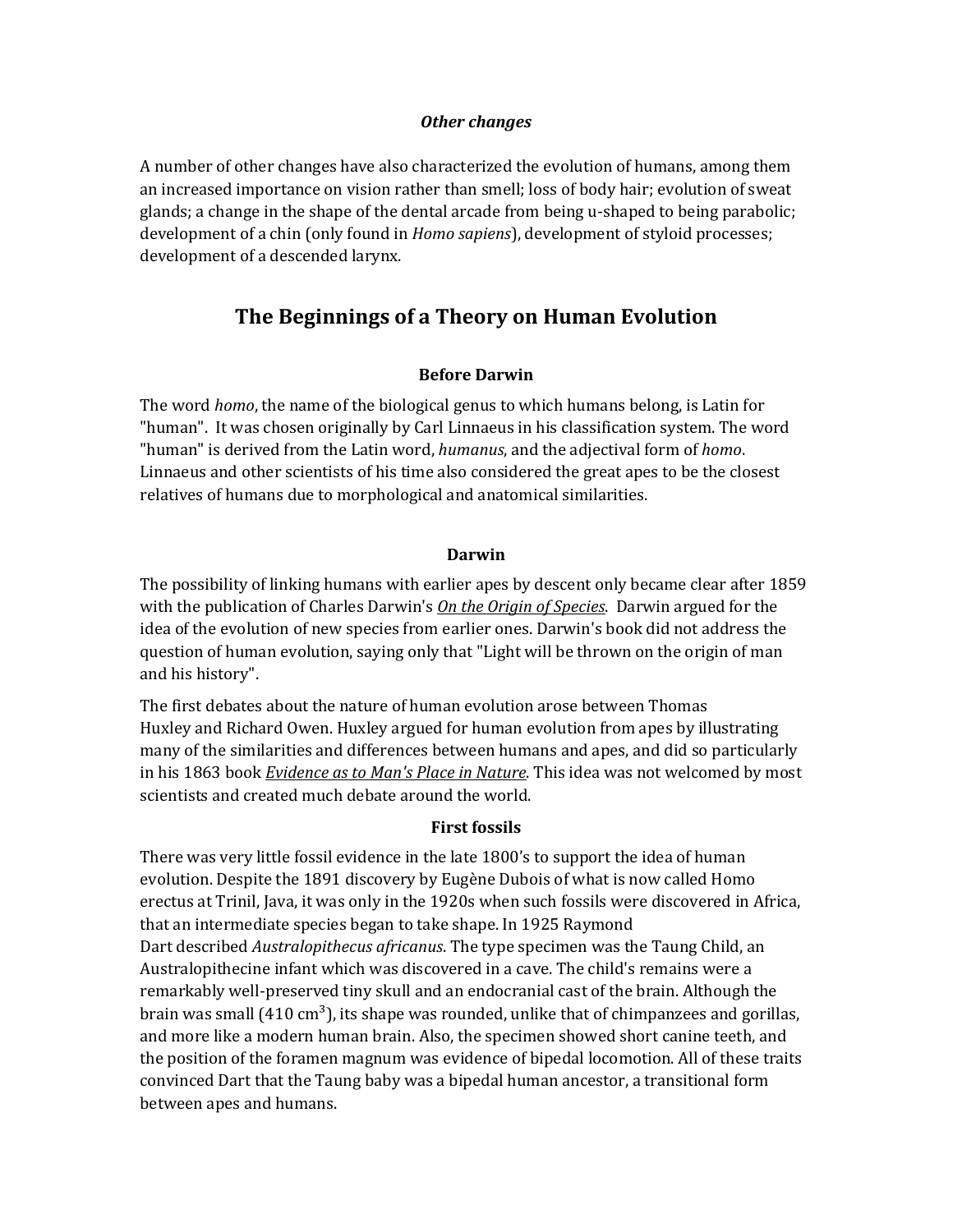### *Other changes*

A number of other changes have also characterized the evolution of humans, among them an increased importance on vision rather than smell; loss of body hair; evolution of sweat glands; a change in the shape of the dental arcade from being u-shaped to being parabolic; development of a chin (only found in *Homo sapiens*), development of styloid processes; development of a descended larynx.

## The Beginnings of a Theory on Human Evolution

### Before Darwin

The word *homo*, the name of the biological genus to which humans belong, is Latin for "human". It was chosen originally by Carl Linnaeus in his classification system. The word "human" is derived from the Latin word, *humanus*, and the adjectival form of *homo*. Linnaeus and other scientists of his time also considered the great apes to be the closest relatives of humans due to morphological and anatomical similarities.

### Darwin

The possibility of linking humans with earlier apes by descent only became clear after 1859 with the publication of Charles Darwin's *On the Origin of Species*. Darwin argued for the idea of the evolution of new species from earlier ones. Darwin's book did not address the question of human evolution, saying only that "Light will be thrown on the origin of man and his history".

The first debates about the nature of human evolution arose between Thomas Huxley and Richard Owen. Huxley argued for human evolution from apes by illustrating many of the similarities and differences between humans and apes, and did so particularly in his 1863 book *Evidence as to Man's Place in Nature*. This idea was not welcomed by most scientists and created much debate around the world.

### First fossils

There was very little fossil evidence in the late 1800's to support the idea of human evolution. Despite the 1891 discovery by Eugène Dubois of what is now called Homo erectus at Trinil, Java, it was only in the 1920s when such fossils were discovered in Africa, that an intermediate species began to take shape. In 1925 Raymond Dart described *Australopithecus africanus*. The type specimen was the Taung Child, an Australopithecine infant which was discovered in a cave. The child's remains were a remarkably well-preserved tiny skull and an endocranial cast of the brain. Although the brain was small (410 $cm^3$), its shape was rounded, unlike that of chimpanzees and gorillas, and more like a modern human brain. Also, the specimen showed short canine teeth, and the position of the foramen magnum was evidence of bipedal locomotion. All of these traits convinced Dart that the Taung baby was a bipedal human ancestor, a transitional form between apes and humans.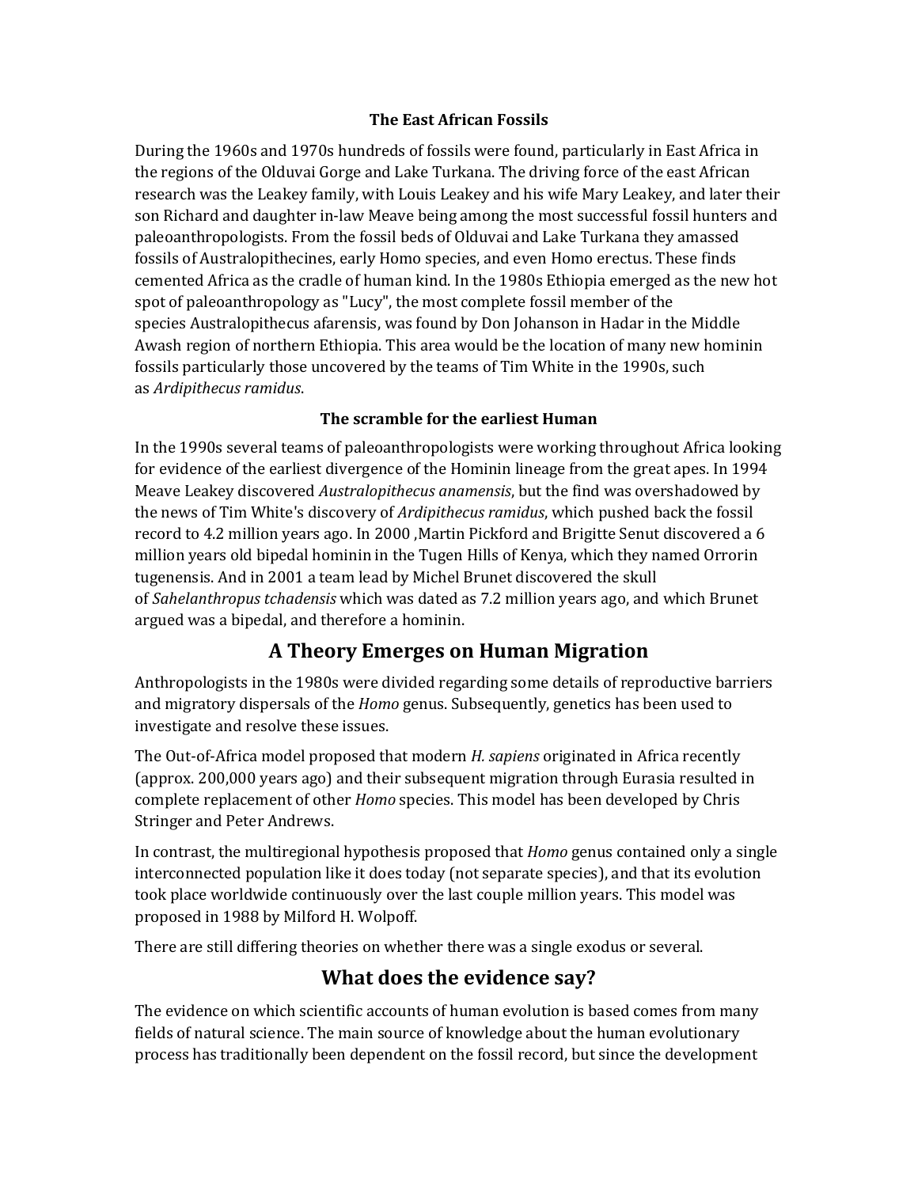### The East African Fossils

During the 1960s and 1970s hundreds of fossils were found, particularly in East Africa in the regions of the Olduvai Gorge and Lake Turkana. The driving force of the east African research was the Leakey family, with Louis Leakey and his wife Mary Leakey, and later their son Richard and daughter in-law Meave being among the most successful fossil hunters and paleoanthropologists. From the fossil beds of Olduvai and Lake Turkana they amassed fossils of Australopithecines, early Homo species, and even Homo erectus. These finds cemented Africa as the cradle of human kind. In the 1980s Ethiopia emerged as the new hot spot of paleoanthropology as "Lucy", the most complete fossil member of the species Australopithecus afarensis, was found by Don Johanson in Hadar in the Middle Awash region of northern Ethiopia. This area would be the location of many new hominin fossils particularly those uncovered by the teams of Tim White in the 1990s, such as *Ardipithecus ramidus*.

### The scramble for the earliest Human

In the 1990s several teams of paleoanthropologists were working throughout Africa looking for evidence of the earliest divergence of the Hominin lineage from the great apes. In 1994 Meave Leakey discovered *Australopithecus anamensis*, but the find was overshadowed by the news of Tim White's discovery of *Ardipithecus ramidus*, which pushed back the fossil record to 4.2 million years ago. In 2000 ,Martin Pickford and Brigitte Senut discovered a 6 million years old bipedal hominin in the Tugen Hills of Kenya, which they named Orrorin tugenensis. And in 2001 a team lead by Michel Brunet discovered the skull of *Sahelanthropus tchadensis* which was dated as 7.2 million years ago, and which Brunet argued was a bipedal, and therefore a hominin.

## A Theory Emerges on Human Migration

Anthropologists in the 1980s were divided regarding some details of reproductive barriers and migratory dispersals of the *Homo* genus. Subsequently, genetics has been used to investigate and resolve these issues.

The Out-of-Africa model proposed that modern *H. sapiens* originated in Africa recently (approx. 200,000 years ago) and their subsequent migration through Eurasia resulted in complete replacement of other *Homo* species. This model has been developed by Chris Stringer and Peter Andrews.

In contrast, the multiregional hypothesis proposed that *Homo* genus contained only a single interconnected population like it does today (not separate species), and that its evolution took place worldwide continuously over the last couple million years. This model was proposed in 1988 by Milford H. Wolpoff.

There are still differing theories on whether there was a single exodus or several.

## What does the evidence say?

The evidence on which scientific accounts of human evolution is based comes from many fields of natural science. The main source of knowledge about the human evolutionary process has traditionally been dependent on the fossil record, but since the development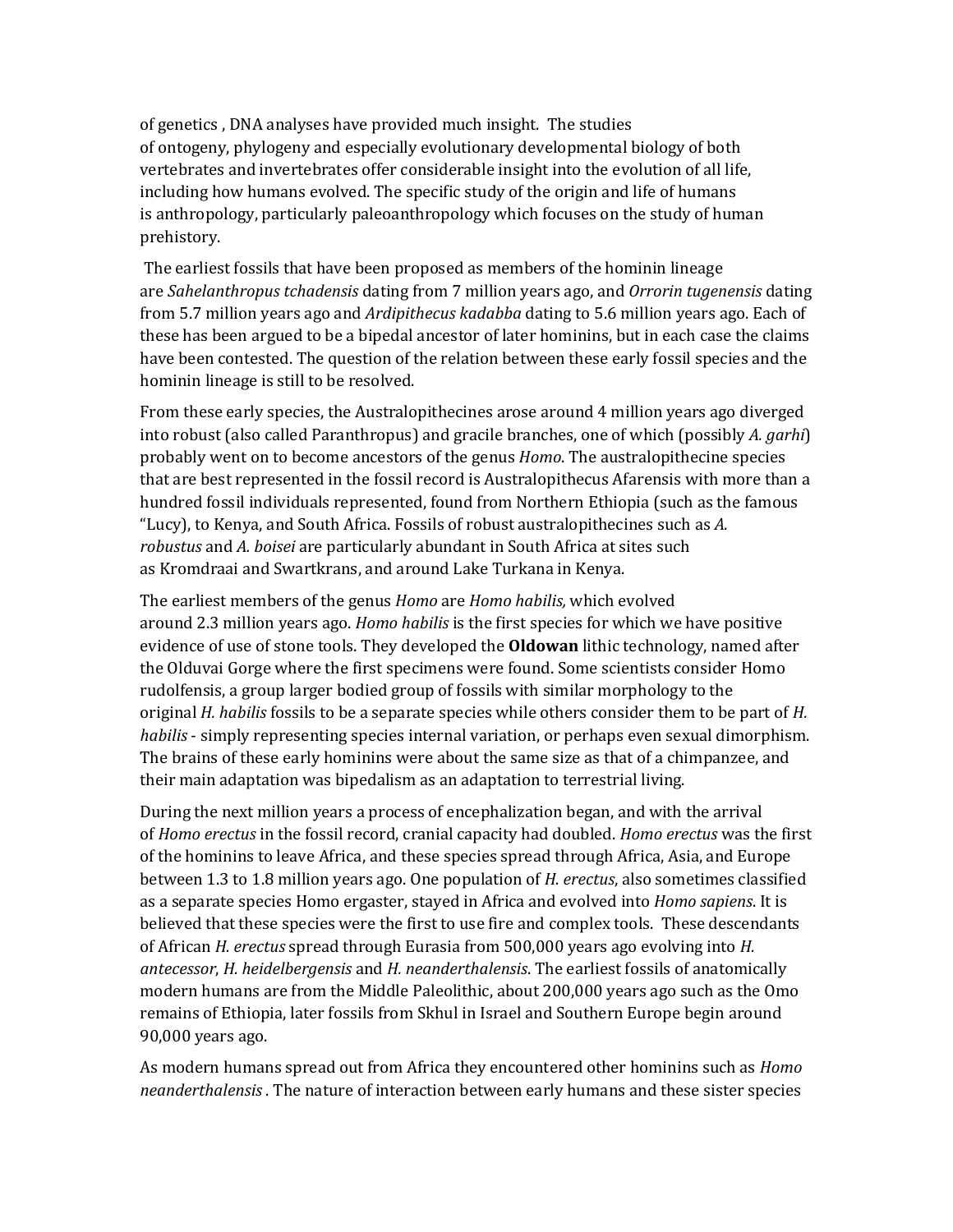of genetics , DNA analyses have provided much insight. The studies of ontogeny, phylogeny and especially evolutionary developmental biology of both vertebrates and invertebrates offer considerable insight into the evolution of all life, including how humans evolved. The specific study of the origin and life of humans is anthropology, particularly paleoanthropology which focuses on the study of human prehistory.

The earliest fossils that have been proposed as members of the hominin lineage are *Sahelanthropus tchadensis* dating from 7 million years ago, and *Orrorin tugenensis* dating from 5.7 million years ago and *Ardipithecus kadabba* dating to 5.6 million years ago. Each of these has been argued to be a bipedal ancestor of later hominins, but in each case the claims have been contested. The question of the relation between these early fossil species and the hominin lineage is still to be resolved.

From these early species, the Australopithecines arose around 4 million years ago diverged into robust (also called Paranthropus) and gracile branches, one of which (possibly *A. garhi*) probably went on to become ancestors of the genus *Homo*. The australopithecine species that are best represented in the fossil record is Australopithecus Afarensis with more than a hundred fossil individuals represented, found from Northern Ethiopia (such as the famous "Lucy), to Kenya, and South Africa. Fossils of robust australopithecines such as *A. robustus* and *A. boisei* are particularly abundant in South Africa at sites such as Kromdraai and Swartkrans, and around Lake Turkana in Kenya.

The earliest members of the genus *Homo* are *Homo habilis,* which evolved around 2.3 million years ago. *Homo habilis* is the first species for which we have positive evidence of use of stone tools. They developed the **Oldowan** lithic technology, named after the Olduvai Gorge where the first specimens were found. Some scientists consider Homo rudolfensis, a group larger bodied group of fossils with similar morphology to the original *H. habilis* fossils to be a separate species while others consider them to be part of *H. habilis* - simply representing species internal variation, or perhaps even sexual dimorphism. The brains of these early hominins were about the same size as that of a chimpanzee, and their main adaptation was bipedalism as an adaptation to terrestrial living.

During the next million years a process of encephalization began, and with the arrival of *Homo erectus* in the fossil record, cranial capacity had doubled. *Homo erectus* was the first of the hominins to leave Africa, and these species spread through Africa, Asia, and Europe between 1.3 to 1.8 million years ago. One population of *H. erectus*, also sometimes classified as a separate species Homo ergaster, stayed in Africa and evolved into *Homo sapiens*. It is believed that these species were the first to use fire and complex tools. These descendants of African *H. erectus* spread through Eurasia from 500,000 years ago evolving into *H. antecessor*, *H. heidelbergensis* and *H. neanderthalensis*. The earliest fossils of anatomically modern humans are from the Middle Paleolithic, about 200,000 years ago such as the Omo remains of Ethiopia, later fossils from Skhul in Israel and Southern Europe begin around 90,000 years ago.

As modern humans spread out from Africa they encountered other hominins such as *Homo neanderthalensis* . The nature of interaction between early humans and these sister species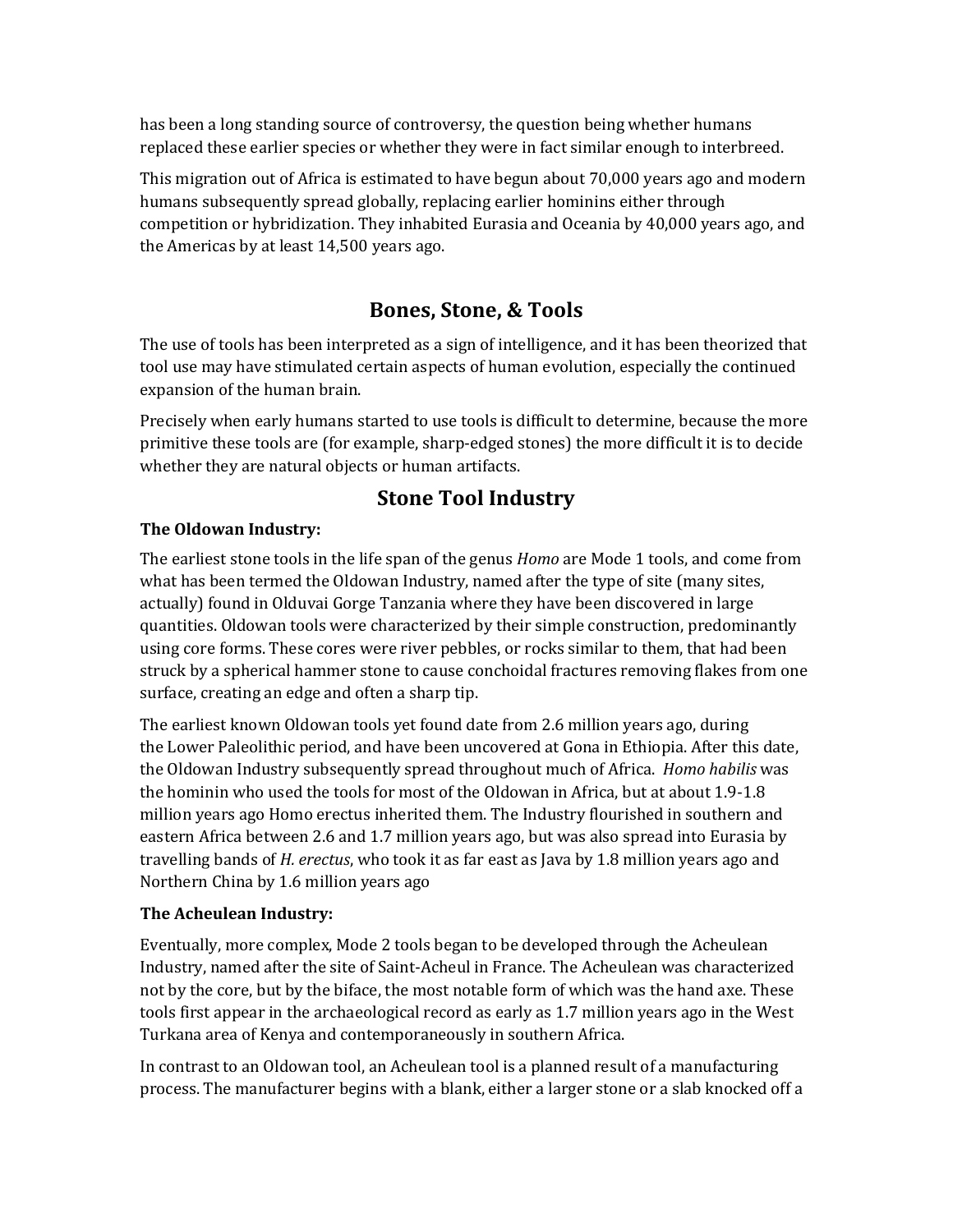has been a long standing source of controversy, the question being whether humans replaced these earlier species or whether they were in fact similar enough to interbreed.

This migration out of Africa is estimated to have begun about 70,000 years ago and modern humans subsequently spread globally, replacing earlier hominins either through competition or hybridization. They inhabited Eurasia and Oceania by 40,000 years ago, and the Americas by at least 14,500 years ago.

## Bones, Stone, & Tools

The use of tools has been interpreted as a sign of intelligence, and it has been theorized that tool use may have stimulated certain aspects of human evolution, especially the continued expansion of the human brain.

Precisely when early humans started to use tools is difficult to determine, because the more primitive these tools are (for example, sharp-edged stones) the more difficult it is to decide whether they are natural objects or human artifacts.

## Stone Tool Industry

**The Oldowan Industry:**

The earliest stone tools in the life span of the genus *Homo* are Mode 1 tools, and come from what has been termed the Oldowan Industry, named after the type of site (many sites, actually) found in Olduvai Gorge Tanzania where they have been discovered in large quantities. Oldowan tools were characterized by their simple construction, predominantly using core forms. These cores were river pebbles, or rocks similar to them, that had been struck by a spherical hammer stone to cause conchoidal fractures removing flakes from one surface, creating an edge and often a sharp tip.

The earliest known Oldowan tools yet found date from 2.6 million years ago, during the Lower Paleolithic period, and have been uncovered at Gona in Ethiopia. After this date, the Oldowan Industry subsequently spread throughout much of Africa. *Homo habilis* was the hominin who used the tools for most of the Oldowan in Africa, but at about 1.9-1.8 million years ago Homo erectus inherited them. The Industry flourished in southern and eastern Africa between 2.6 and 1.7 million years ago, but was also spread into Eurasia by travelling bands of *H. erectus*, who took it as far east as Java by 1.8 million years ago and Northern China by 1.6 million years ago

**The Acheulean Industry:**

Eventually, more complex, Mode 2 tools began to be developed through the Acheulean Industry, named after the site of Saint-Acheul in France. The Acheulean was characterized not by the core, but by the biface, the most notable form of which was the hand axe. These tools first appear in the archaeological record as early as 1.7 million years ago in the West Turkana area of Kenya and contemporaneously in southern Africa.

In contrast to an Oldowan tool, an Acheulean tool is a planned result of a manufacturing process. The manufacturer begins with a blank, either a larger stone or a slab knocked off a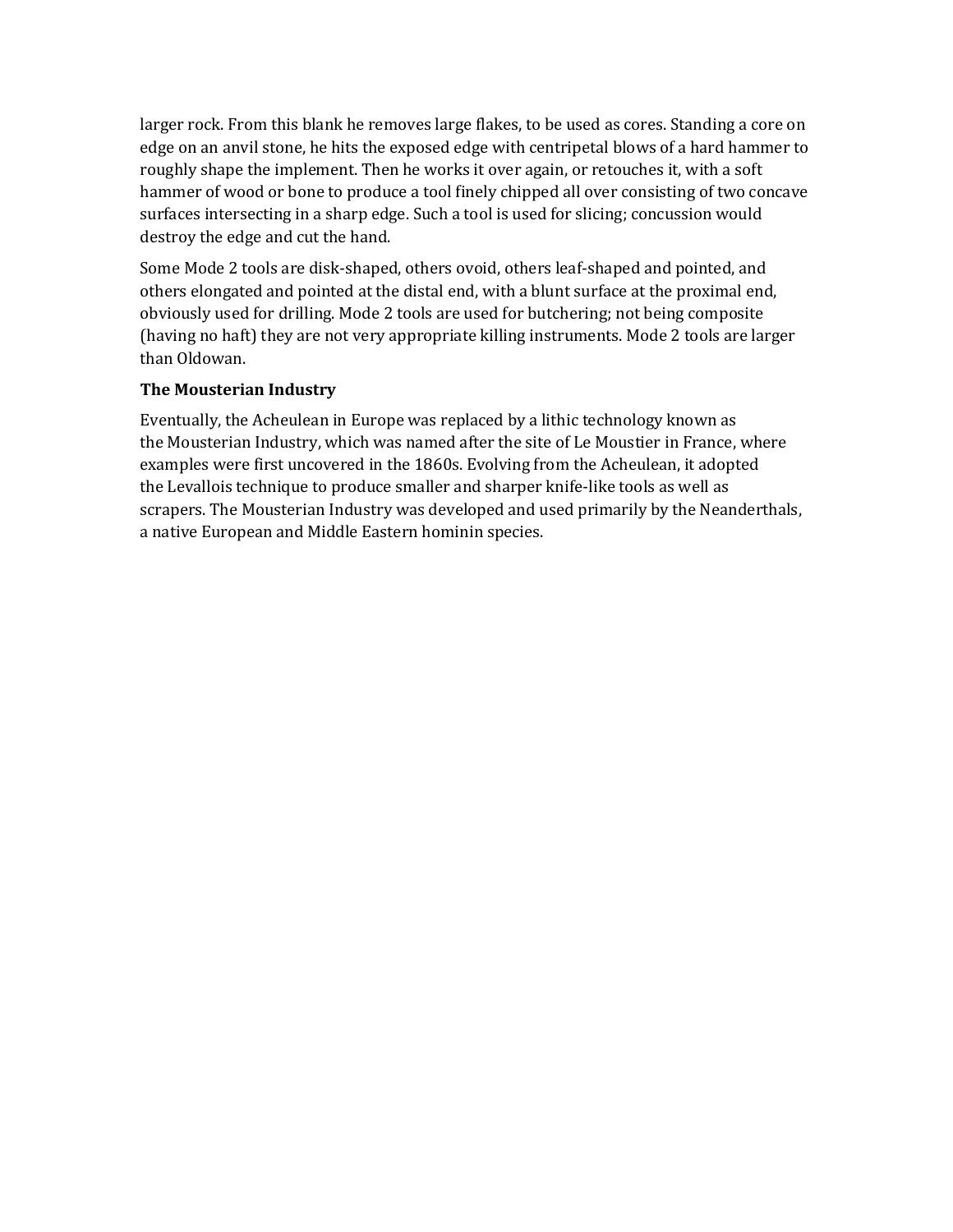larger rock. From this blank he removes large flakes, to be used as cores. Standing a core on edge on an anvil stone, he hits the exposed edge with centripetal blows of a hard hammer to roughly shape the implement. Then he works it over again, or retouches it, with a soft hammer of wood or bone to produce a tool finely chipped all over consisting of two concave surfaces intersecting in a sharp edge. Such a tool is used for slicing; concussion would destroy the edge and cut the hand.

Some Mode 2 tools are disk-shaped, others ovoid, others leaf-shaped and pointed, and others elongated and pointed at the distal end, with a blunt surface at the proximal end, obviously used for drilling. Mode 2 tools are used for butchering; not being composite (having no haft) they are not very appropriate killing instruments. Mode 2 tools are larger than Oldowan.

**The Mousterian Industry**

Eventually, the Acheulean in Europe was replaced by a lithic technology known as the Mousterian Industry, which was named after the site of Le Moustier in France, where examples were first uncovered in the 1860s. Evolving from the Acheulean, it adopted the Levallois technique to produce smaller and sharper knife-like tools as well as scrapers. The Mousterian Industry was developed and used primarily by the Neanderthals, a native European and Middle Eastern hominin species.